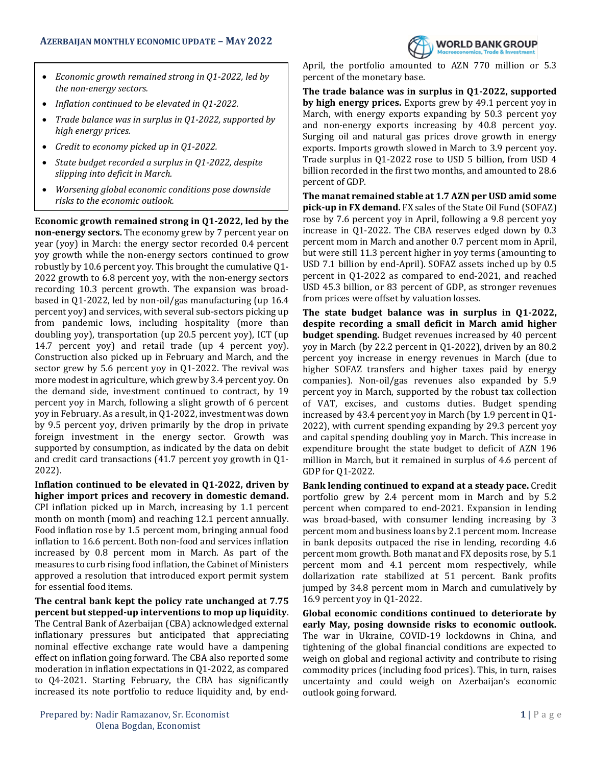# AZERBAIJAN MONTHLY ECONOMIC UPDATE – MAY 2022

- *Economic growth remained strong in Q1-2022, led by the non-energy sectors.*
- *Inflation continued to be elevated in Q1-2022.*
- *Trade balance was in surplus in Q1-2022, supported by high energy prices.*
- *Credit to economy picked up in Q1-2022.*
- *State budget recorded a surplus in Q1-2022, despite slipping into deficit in March.*
- *Worsening global economic conditions pose downside risks to the economic outlook.*

**Economic growth remained strong in Q1-2022, led by the non-energy sectors.** The economy grew by 7 percent year on year (yoy) in March: the energy sector recorded 0.4 percent yoy growth while the non-energy sectors continued to grow robustly by 10.6 percent yoy. This brought the cumulative Q1-2022 growth to 6.8 percent yoy, with the non-energy sectors recording 10.3 percent growth. The expansion was broad-based in Q1-2022, led by non-oil/gas manufacturing (up 16.4 percent yoy) and services, with several sub-sectors picking up from pandemic lows, including hospitality (more than doubling yoy), transportation (up 20.5 percent yoy), ICT (up 14.7 percent yoy) and retail trade (up 4 percent yoy). Construction also picked up in February and March, and the sector grew by 5.6 percent yoy in Q1-2022. The revival was more modest in agriculture, which grew by 3.4 percent yoy. On the demand side, investment continued to contract, by 19 percent yoy in March, following a slight growth of 6 percent yoy in February. As a result, in Q1-2022, investment was down by 9.5 percent yoy, driven primarily by the drop in private foreign investment in the energy sector. Growth was supported by consumption, as indicated by the data on debit and credit card transactions (41.7 percent yoy growth in Q1-2022).

**Inflation continued to be elevated in Q1-2022, driven by higher import prices and recovery in domestic demand.** CPI inflation picked up in March, increasing by 1.1 percent month on month (mom) and reaching 12.1 percent annually. Food inflation rose by 1.5 percent mom, bringing annual food inflation to 16.6 percent. Both non-food and services inflation increased by 0.8 percent mom in March. As part of the measures to curb rising food inflation, the Cabinet of Ministers approved a resolution that introduced export permit system for essential food items.

**The central bank kept the policy rate unchanged at 7.75 percent but stepped-up interventions to mop up liquidity**. The Central Bank of Azerbaijan (CBA) acknowledged external inflationary pressures but anticipated that appreciating nominal effective exchange rate would have a dampening effect on inflation going forward. The CBA also reported some moderation in inflation expectations in Q1-2022, as compared to Q4-2021. Starting February, the CBA has significantly increased its note portfolio to reduce liquidity and, by end-April, the portfolio amounted to AZN 770 million or 5.3 percent of the monetary base.

**The trade balance was in surplus in Q1-2022, supported by high energy prices.** Exports grew by 49.1 percent yoy in March, with energy exports expanding by 50.3 percent yoy and non-energy exports increasing by 40.8 percent yoy. Surging oil and natural gas prices drove growth in energy exports. Imports growth slowed in March to 3.9 percent yoy. Trade surplus in Q1-2022 rose to USD 5 billion, from USD 4 billion recorded in the first two months, and amounted to 28.6 percent of GDP.

**The manat remained stable at 1.7 AZN per USD amid some pick-up in FX demand.** FX sales of the State Oil Fund (SOFAZ) rose by 7.6 percent yoy in April, following a 9.8 percent yoy increase in Q1-2022. The CBA reserves edged down by 0.3 percent mom in March and another 0.7 percent mom in April, but were still 11.3 percent higher in yoy terms (amounting to USD 7.1 billion by end-April). SOFAZ assets inched up by 0.5 percent in Q1-2022 as compared to end-2021, and reached USD 45.3 billion, or 83 percent of GDP, as stronger revenues from prices were offset by valuation losses.

**The state budget balance was in surplus in Q1-2022, despite recording a small deficit in March amid higher budget spending.** Budget revenues increased by 40 percent yoy in March (by 22.2 percent in Q1-2022), driven by an 80.2 percent yoy increase in energy revenues in March (due to higher SOFAZ transfers and higher taxes paid by energy companies). Non-oil/gas revenues also expanded by 5.9 percent yoy in March, supported by the robust tax collection of VAT, excises, and customs duties. Budget spending increased by 43.4 percent yoy in March (by 1.9 percent in Q1-2022), with current spending expanding by 29.3 percent yoy and capital spending doubling yoy in March. This increase in expenditure brought the state budget to deficit of AZN 196 million in March, but it remained in surplus of 4.6 percent of GDP for Q1-2022.

**Bank lending continued to expand at a steady pace.** Credit portfolio grew by 2.4 percent mom in March and by 5.2 percent when compared to end-2021. Expansion in lending was broad-based, with consumer lending increasing by 3 percent mom and business loans by 2.1 percent mom. Increase in bank deposits outpaced the rise in lending, recording 4.6 percent mom growth. Both manat and FX deposits rose, by 5.1 percent mom and 4.1 percent mom respectively, while dollarization rate stabilized at 51 percent. Bank profits jumped by 34.8 percent mom in March and cumulatively by 16.9 percent yoy in Q1-2022.

**Global economic conditions continued to deteriorate by early May, posing downside risks to economic outlook.** The war in Ukraine, COVID-19 lockdowns in China, and tightening of the global financial conditions are expected to weigh on global and regional activity and contribute to rising commodity prices (including food prices). This, in turn, raises uncertainty and could weigh on Azerbaijan's economic outlook going forward.

Prepared by: Nadir Ramazanov, Sr. Economist
Olena Bogdan, Economist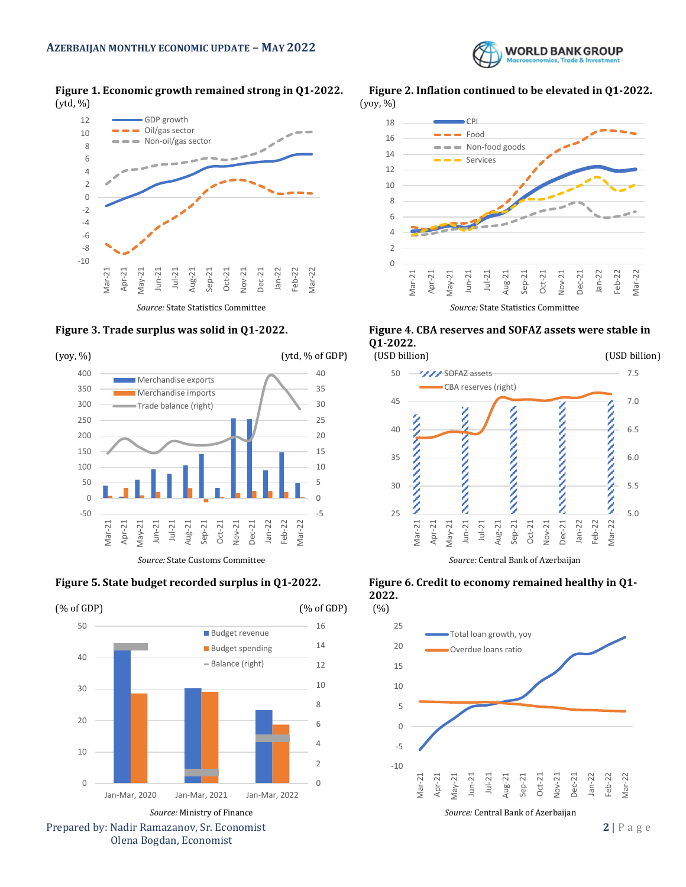**Figure 1. Economic growth remained strong in Q1-2022.**
(ytd, %)

GDP growth
Oil/gas sector
Non-oil/gas sector

12
10
8
6
4
2
0
-2
-4
-6
-8
-10

Mar-21 Apr-21 May-21 Jun-21 Jul-21 Aug-21 Sep-21 Oct-21 Nov-21 Dec-21 Jan-22 Feb-22 Mar-22

*Source:* State Statistics Committee

**Figure 2. Inflation continued to be elevated in Q1-2022.**
(yoy, %)

CPI
Food
Non-food goods
Services

18
16
14
12
10
8
6
4
2
0

Mar-21 Apr-21 May-21 Jun-21 Jul-21 Aug-21 Sep-21 Oct-21 Nov-21 Dec-21 Jan-22 Feb-22 Mar-22

*Source:* State Statistics Committee

**Figure 3. Trade surplus was solid in Q1-2022.**
(yoy, %) (ytd, % of GDP)

Merchandise exports
Merchandise imports
Trade balance (right)

400 350 300 250 200 150 100 50 0 -50

40 35 30 25 20 15 10 5 0 -5

Mar-21 Apr-21 May-21 Jun-21 Jul-21 Aug-21 Sep-21 Oct-21 Nov-21 Dec-21 Jan-22 Feb-22 Mar-22

*Source:* State Customs Committee

**Figure 4. CBA reserves and SOFAZ assets were stable in Q1-2022.**
(USD billion) (USD billion)

SOFAZ assets
CBA reserves (right)

50 45 40 35 30 25

7.5 7.0 6.5 6.0 5.5 5.0

Mar-21 Apr-21 May-21 Jun-21 Jul-21 Aug-21 Sep-21 Oct-21 Nov-21 Dec-21 Jan-22 Feb-22 Mar-22

*Source:* Central Bank of Azerbaijan

**Figure 5. State budget recorded surplus in Q1-2022.**
(% of GDP) (% of GDP)

Budget revenue
Budget spending
Balance (right)

50 40 30 20 10 0

16 14 12 10 8 6 4 2 0

Jan-Mar, 2020 Jan-Mar, 2021 Jan-Mar, 2022

*Source:* Ministry of Finance

**Figure 6. Credit to economy remained healthy in Q1-2022.**
(%)

Total loan growth, yoy
Overdue loans ratio

25 20 15 10 5 0 -5 -10

Mar-21 Apr-21 May-21 Jun-21 Jul-21 Aug-21 Sep-21 Oct-21 Nov-21 Dec-21 Jan-22 Feb-22 Mar-22

*Source:* Central Bank of Azerbaijan

Prepared by: Nadir Ramazanov, Sr. Economist
Olena Bogdan, Economist